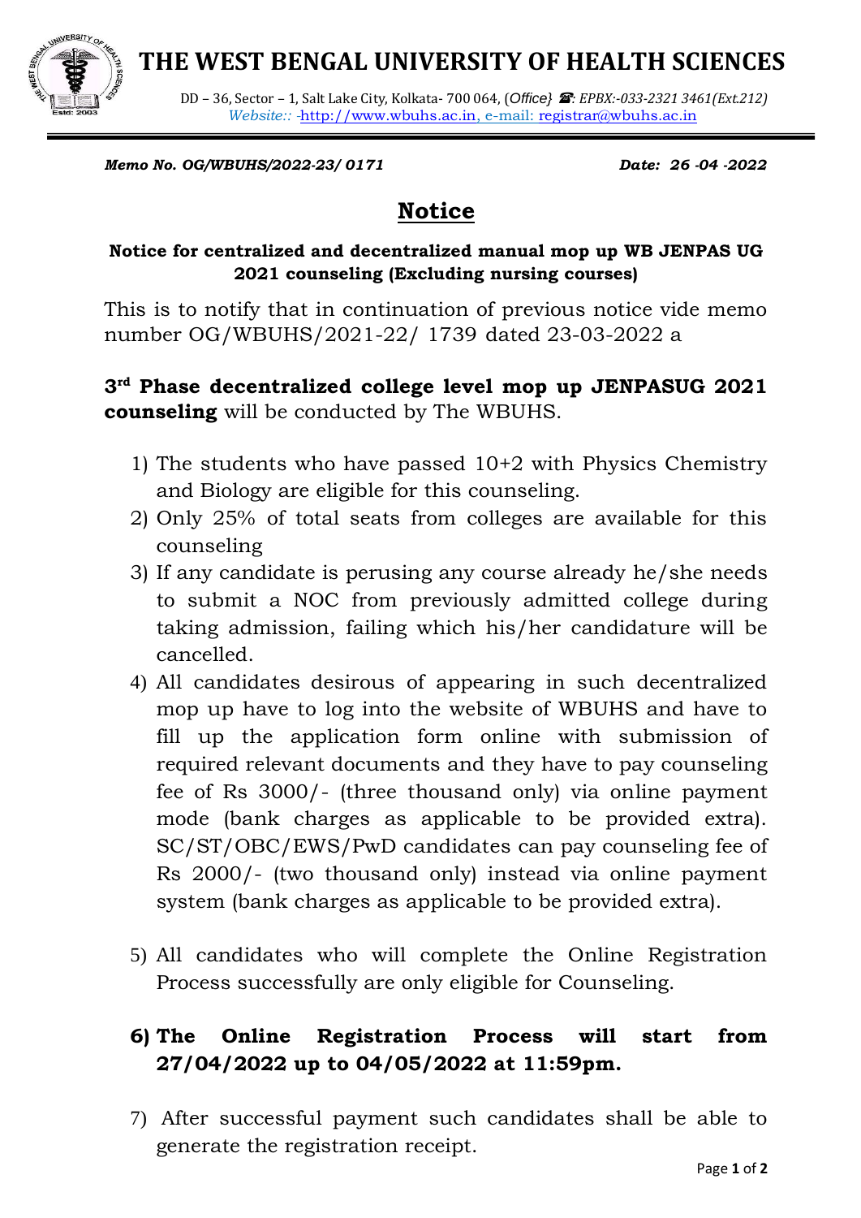# THE WEST BENGAL UNIVERSITY OF HEALTH SCIENCES

DD – 36, Sector – 1, Salt Lake City, Kolkata- 700 064, (*Office*) ☎: *EPBX:-033-2321 3461(Ext.212)*
*Website::* -http://www.wbuhs.ac.in, e-mail: registrar@wbuhs.ac.in

***Memo No. OG/WBUHS/2022-23/ 0171*** ***Date: 26 -04 -2022***

## Notice

**Notice for centralized and decentralized manual mop up WB JENPAS UG 2021 counseling (Excluding nursing courses)**

This is to notify that in continuation of previous notice vide memo number OG/WBUHS/2021-22/ 1739 dated 23-03-2022 a

**3rd Phase decentralized college level mop up JENPASUG 2021 counseling** will be conducted by The WBUHS.

1) The students who have passed 10+2 with Physics Chemistry and Biology are eligible for this counseling.
2) Only 25% of total seats from colleges are available for this counseling
3) If any candidate is perusing any course already he/she needs to submit a NOC from previously admitted college during taking admission, failing which his/her candidature will be cancelled.
4) All candidates desirous of appearing in such decentralized mop up have to log into the website of WBUHS and have to fill up the application form online with submission of required relevant documents and they have to pay counseling fee of Rs 3000/- (three thousand only) via online payment mode (bank charges as applicable to be provided extra). SC/ST/OBC/EWS/PwD candidates can pay counseling fee of Rs 2000/- (two thousand only) instead via online payment system (bank charges as applicable to be provided extra).
5) All candidates who will complete the Online Registration Process successfully are only eligible for Counseling.
6) **The Online Registration Process will start from 27/04/2022 up to 04/05/2022 at 11:59pm.**
7) After successful payment such candidates shall be able to generate the registration receipt.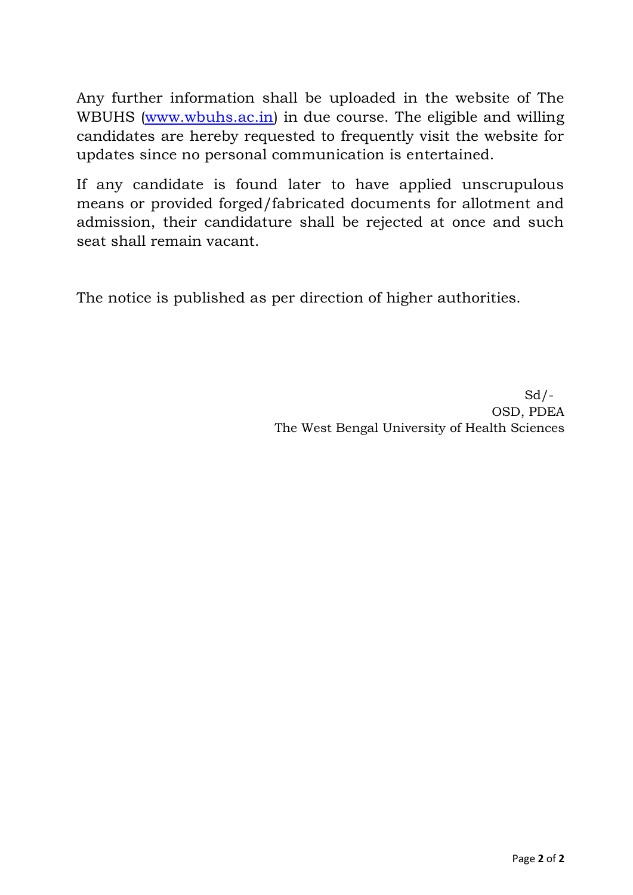Any further information shall be uploaded in the website of The WBUHS (www.wbuhs.ac.in) in due course. The eligible and willing candidates are hereby requested to frequently visit the website for updates since no personal communication is entertained.

If any candidate is found later to have applied unscrupulous means or provided forged/fabricated documents for allotment and admission, their candidature shall be rejected at once and such seat shall remain vacant.

The notice is published as per direction of higher authorities.

Sd/-
OSD, PDEA
The West Bengal University of Health Sciences